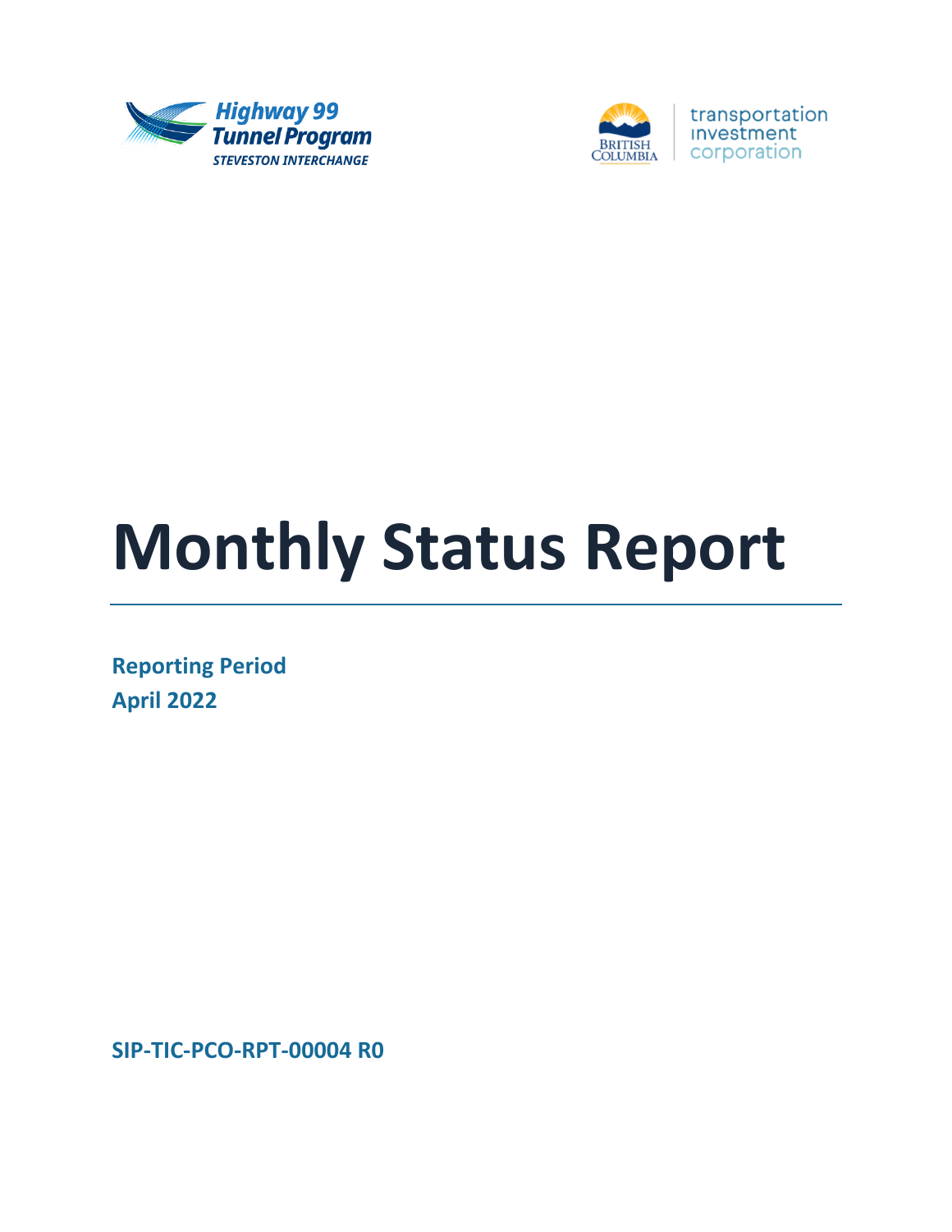Highway 99 Tunnel Program
STEVESTON INTERCHANGE

transportation investment corporation

# Monthly Status Report

**Reporting Period**
**April 2022**

**SIP-TIC-PCO-RPT-00004 R0**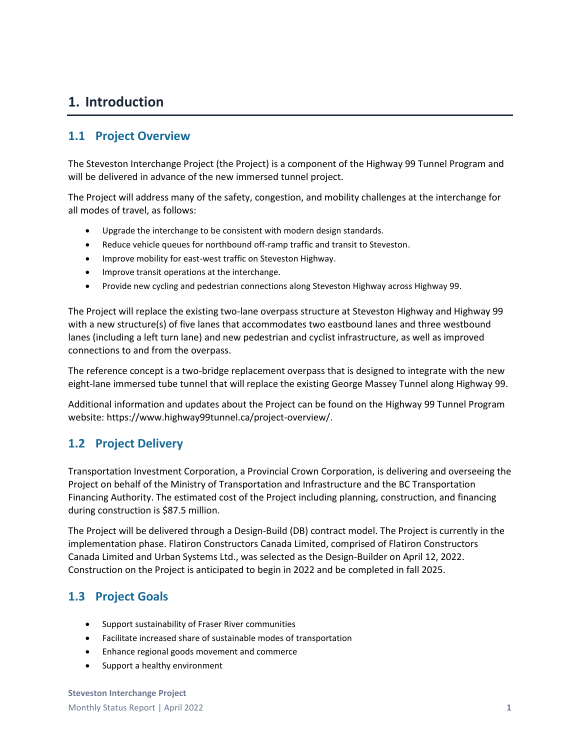# 1. Introduction

## 1.1 Project Overview

The Steveston Interchange Project (the Project) is a component of the Highway 99 Tunnel Program and will be delivered in advance of the new immersed tunnel project.

The Project will address many of the safety, congestion, and mobility challenges at the interchange for all modes of travel, as follows:

- Upgrade the interchange to be consistent with modern design standards.
- Reduce vehicle queues for northbound off-ramp traffic and transit to Steveston.
- Improve mobility for east-west traffic on Steveston Highway.
- Improve transit operations at the interchange.
- Provide new cycling and pedestrian connections along Steveston Highway across Highway 99.

The Project will replace the existing two-lane overpass structure at Steveston Highway and Highway 99 with a new structure(s) of five lanes that accommodates two eastbound lanes and three westbound lanes (including a left turn lane) and new pedestrian and cyclist infrastructure, as well as improved connections to and from the overpass.

The reference concept is a two-bridge replacement overpass that is designed to integrate with the new eight-lane immersed tube tunnel that will replace the existing George Massey Tunnel along Highway 99.

Additional information and updates about the Project can be found on the Highway 99 Tunnel Program website: https://www.highway99tunnel.ca/project-overview/.

## 1.2 Project Delivery

Transportation Investment Corporation, a Provincial Crown Corporation, is delivering and overseeing the Project on behalf of the Ministry of Transportation and Infrastructure and the BC Transportation Financing Authority. The estimated cost of the Project including planning, construction, and financing during construction is $87.5 million.

The Project will be delivered through a Design-Build (DB) contract model. The Project is currently in the implementation phase. Flatiron Constructors Canada Limited, comprised of Flatiron Constructors Canada Limited and Urban Systems Ltd., was selected as the Design-Builder on April 12, 2022. Construction on the Project is anticipated to begin in 2022 and be completed in fall 2025.

## 1.3 Project Goals

- Support sustainability of Fraser River communities
- Facilitate increased share of sustainable modes of transportation
- Enhance regional goods movement and commerce
- Support a healthy environment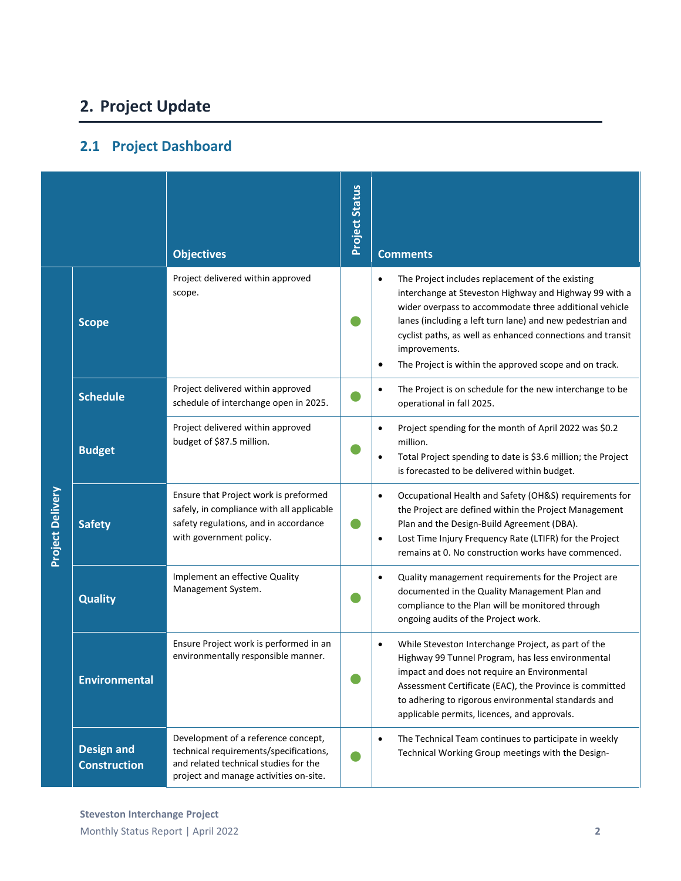# 2. Project Update

## 2.1 Project Dashboard

| | | Objectives | Project Status | Comments |
|---|---|---|---|---|
| Project Delivery | Scope | Project delivered within approved scope. | ● | • The Project includes replacement of the existing interchange at Steveston Highway and Highway 99 with a wider overpass to accommodate three additional vehicle lanes (including a left turn lane) and new pedestrian and cyclist paths, as well as enhanced connections and transit improvements.<br>• The Project is within the approved scope and on track. |
| | Schedule | Project delivered within approved schedule of interchange open in 2025. | ● | • The Project is on schedule for the new interchange to be operational in fall 2025. |
| | Budget | Project delivered within approved budget of $87.5 million. | ● | • Project spending for the month of April 2022 was $0.2 million.<br>• Total Project spending to date is $3.6 million; the Project is forecasted to be delivered within budget. |
| | Safety | Ensure that Project work is preformed safely, in compliance with all applicable safety regulations, and in accordance with government policy. | ● | • Occupational Health and Safety (OH&S) requirements for the Project are defined within the Project Management Plan and the Design-Build Agreement (DBA).<br>• Lost Time Injury Frequency Rate (LTIFR) for the Project remains at 0. No construction works have commenced. |
| | Quality | Implement an effective Quality Management System. | ● | • Quality management requirements for the Project are documented in the Quality Management Plan and compliance to the Plan will be monitored through ongoing audits of the Project work. |
| | Environmental | Ensure Project work is performed in an environmentally responsible manner. | ● | • While Steveston Interchange Project, as part of the Highway 99 Tunnel Program, has less environmental impact and does not require an Environmental Assessment Certificate (EAC), the Province is committed to adhering to rigorous environmental standards and applicable permits, licences, and approvals. |
| | Design and Construction | Development of a reference concept, technical requirements/specifications, and related technical studies for the project and manage activities on-site. | ● | • The Technical Team continues to participate in weekly Technical Working Group meetings with the Design- |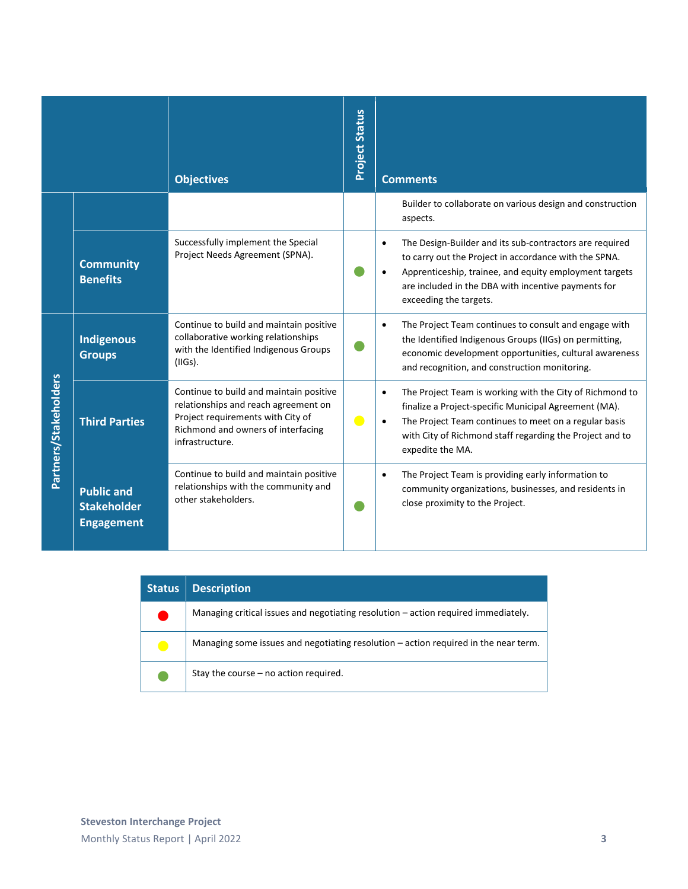| | | Objectives | Project Status | Comments |
|---|---|---|---|---|
| | | | | Builder to collaborate on various design and construction aspects. |
| | **Community Benefits** | Successfully implement the Special Project Needs Agreement (SPNA). | 🟢 | • The Design-Builder and its sub-contractors are required to carry out the Project in accordance with the SPNA.<br>• Apprenticeship, trainee, and equity employment targets are included in the DBA with incentive payments for exceeding the targets. |
| **Partners/Stakeholders** | **Indigenous Groups** | Continue to build and maintain positive collaborative working relationships with the Identified Indigenous Groups (IIGs). | 🟢 | • The Project Team continues to consult and engage with the Identified Indigenous Groups (IIGs) on permitting, economic development opportunities, cultural awareness and recognition, and construction monitoring. |
| | **Third Parties** | Continue to build and maintain positive relationships and reach agreement on Project requirements with City of Richmond and owners of interfacing infrastructure. | 🟡 | • The Project Team is working with the City of Richmond to finalize a Project-specific Municipal Agreement (MA).<br>• The Project Team continues to meet on a regular basis with City of Richmond staff regarding the Project and to expedite the MA. |
| | **Public and Stakeholder Engagement** | Continue to build and maintain positive relationships with the community and other stakeholders. | 🟢 | • The Project Team is providing early information to community organizations, businesses, and residents in close proximity to the Project. |

| Status | Description |
|---|---|
| 🔴 | Managing critical issues and negotiating resolution – action required immediately. |
| 🟡 | Managing some issues and negotiating resolution – action required in the near term. |
| 🟢 | Stay the course – no action required. |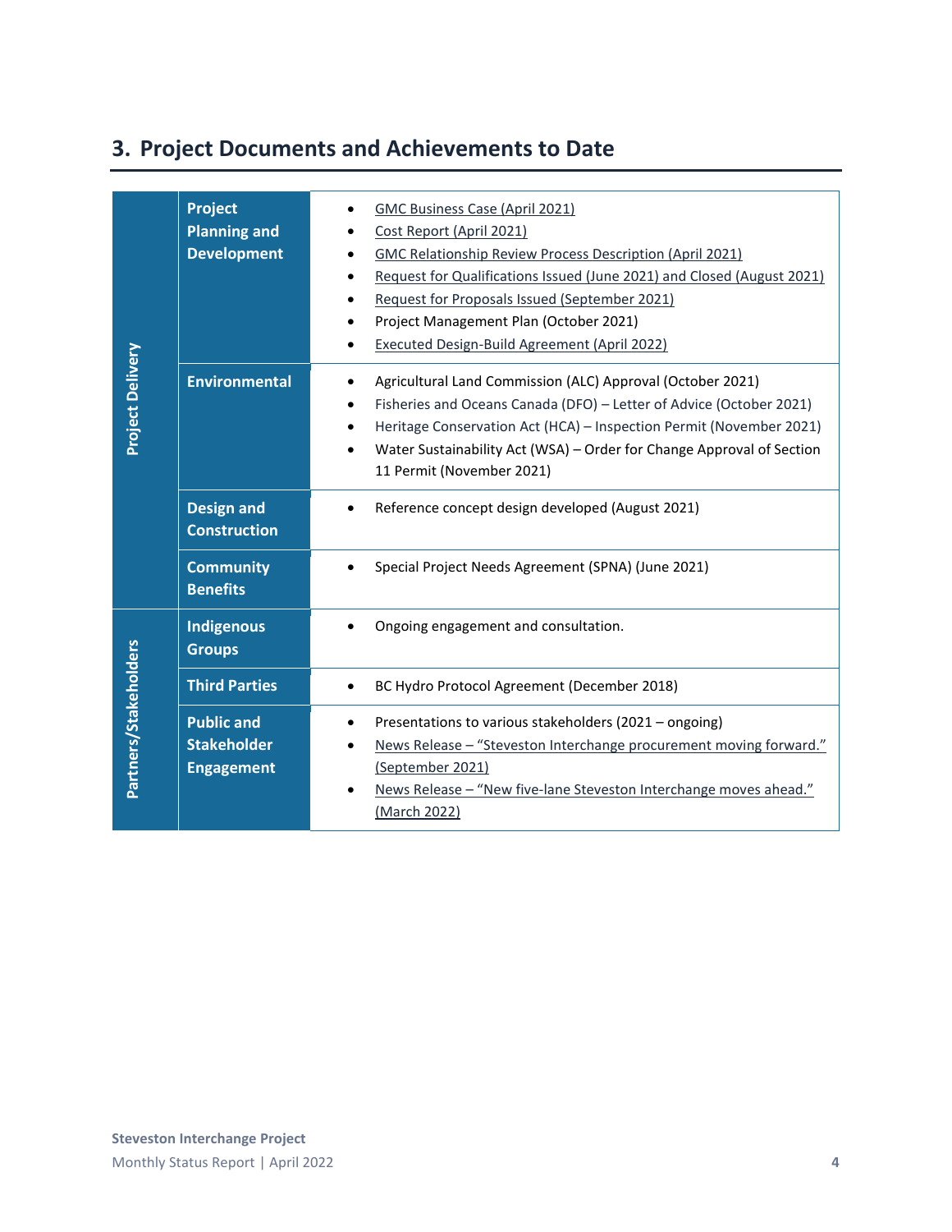## 3. Project Documents and Achievements to Date

| | | |
|---|---|---|
| **Project Delivery** | **Project Planning and Development** | • GMC Business Case (April 2021)<br>• Cost Report (April 2021)<br>• GMC Relationship Review Process Description (April 2021)<br>• Request for Qualifications Issued (June 2021) and Closed (August 2021)<br>• Request for Proposals Issued (September 2021)<br>• Project Management Plan (October 2021)<br>• Executed Design-Build Agreement (April 2022) |
| | **Environmental** | • Agricultural Land Commission (ALC) Approval (October 2021)<br>• Fisheries and Oceans Canada (DFO) – Letter of Advice (October 2021)<br>• Heritage Conservation Act (HCA) – Inspection Permit (November 2021)<br>• Water Sustainability Act (WSA) – Order for Change Approval of Section 11 Permit (November 2021) |
| | **Design and Construction** | • Reference concept design developed (August 2021) |
| | **Community Benefits** | • Special Project Needs Agreement (SPNA) (June 2021) |
| **Partners/Stakeholders** | **Indigenous Groups** | • Ongoing engagement and consultation. |
| | **Third Parties** | • BC Hydro Protocol Agreement (December 2018) |
| | **Public and Stakeholder Engagement** | • Presentations to various stakeholders (2021 – ongoing)<br>• News Release – "Steveston Interchange procurement moving forward." (September 2021)<br>• News Release – "New five-lane Steveston Interchange moves ahead." (March 2022) |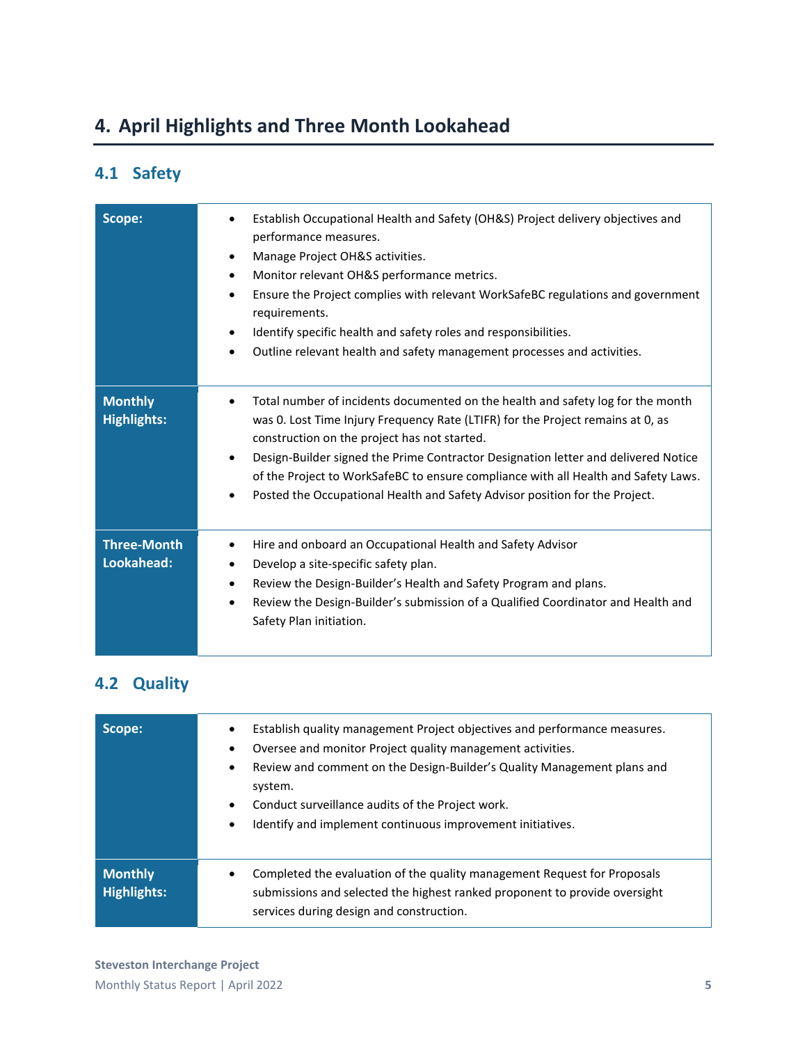# 4. April Highlights and Three Month Lookahead

## 4.1 Safety

| | |
|---|---|
| **Scope:** | • Establish Occupational Health and Safety (OH&S) Project delivery objectives and performance measures.<br>• Manage Project OH&S activities.<br>• Monitor relevant OH&S performance metrics.<br>• Ensure the Project complies with relevant WorkSafeBC regulations and government requirements.<br>• Identify specific health and safety roles and responsibilities.<br>• Outline relevant health and safety management processes and activities. |
| **Monthly Highlights:** | • Total number of incidents documented on the health and safety log for the month was 0. Lost Time Injury Frequency Rate (LTIFR) for the Project remains at 0, as construction on the project has not started.<br>• Design-Builder signed the Prime Contractor Designation letter and delivered Notice of the Project to WorkSafeBC to ensure compliance with all Health and Safety Laws.<br>• Posted the Occupational Health and Safety Advisor position for the Project. |
| **Three-Month Lookahead:** | • Hire and onboard an Occupational Health and Safety Advisor<br>• Develop a site-specific safety plan.<br>• Review the Design-Builder's Health and Safety Program and plans.<br>• Review the Design-Builder's submission of a Qualified Coordinator and Health and Safety Plan initiation. |

## 4.2 Quality

| | |
|---|---|
| **Scope:** | • Establish quality management Project objectives and performance measures.<br>• Oversee and monitor Project quality management activities.<br>• Review and comment on the Design-Builder's Quality Management plans and system.<br>• Conduct surveillance audits of the Project work.<br>• Identify and implement continuous improvement initiatives. |
| **Monthly Highlights:** | • Completed the evaluation of the quality management Request for Proposals submissions and selected the highest ranked proponent to provide oversight services during design and construction. |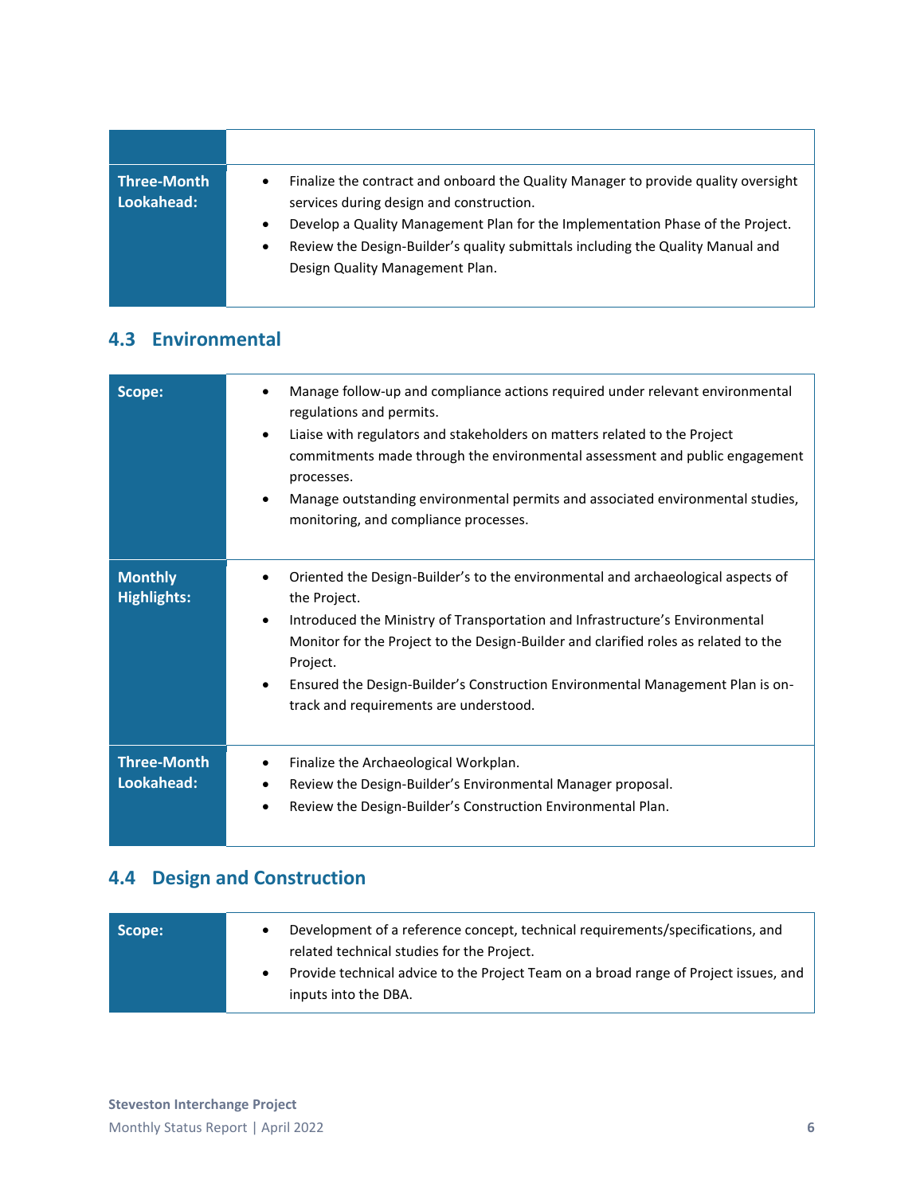| | |
|---|---|
| **Three-Month Lookahead:** | • Finalize the contract and onboard the Quality Manager to provide quality oversight services during design and construction.<br>• Develop a Quality Management Plan for the Implementation Phase of the Project.<br>• Review the Design-Builder's quality submittals including the Quality Manual and Design Quality Management Plan. |

## 4.3 Environmental

| | |
|---|---|
| **Scope:** | • Manage follow-up and compliance actions required under relevant environmental regulations and permits.<br>• Liaise with regulators and stakeholders on matters related to the Project commitments made through the environmental assessment and public engagement processes.<br>• Manage outstanding environmental permits and associated environmental studies, monitoring, and compliance processes. |
| **Monthly Highlights:** | • Oriented the Design-Builder's to the environmental and archaeological aspects of the Project.<br>• Introduced the Ministry of Transportation and Infrastructure's Environmental Monitor for the Project to the Design-Builder and clarified roles as related to the Project.<br>• Ensured the Design-Builder's Construction Environmental Management Plan is on-track and requirements are understood. |
| **Three-Month Lookahead:** | • Finalize the Archaeological Workplan.<br>• Review the Design-Builder's Environmental Manager proposal.<br>• Review the Design-Builder's Construction Environmental Plan. |

## 4.4 Design and Construction

| | |
|---|---|
| **Scope:** | • Development of a reference concept, technical requirements/specifications, and related technical studies for the Project.<br>• Provide technical advice to the Project Team on a broad range of Project issues, and inputs into the DBA. |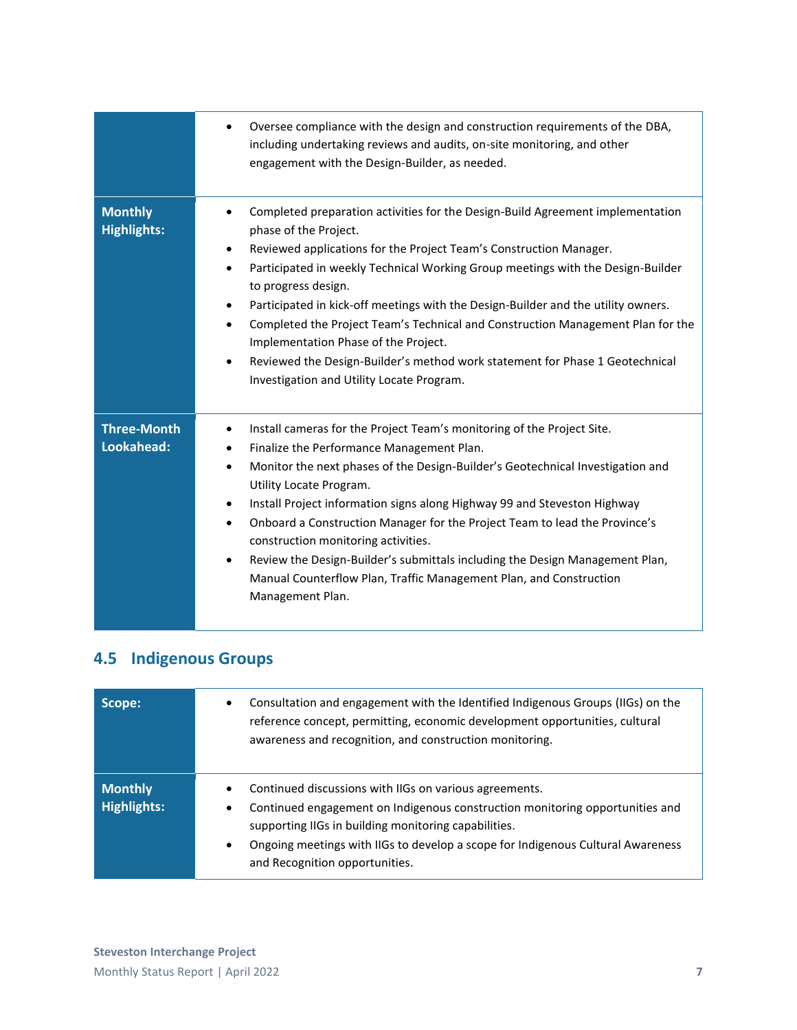| | |
|---|---|
| | • Oversee compliance with the design and construction requirements of the DBA, including undertaking reviews and audits, on-site monitoring, and other engagement with the Design-Builder, as needed. |
| **Monthly Highlights:** | • Completed preparation activities for the Design-Build Agreement implementation phase of the Project.<br>• Reviewed applications for the Project Team's Construction Manager.<br>• Participated in weekly Technical Working Group meetings with the Design-Builder to progress design.<br>• Participated in kick-off meetings with the Design-Builder and the utility owners.<br>• Completed the Project Team's Technical and Construction Management Plan for the Implementation Phase of the Project.<br>• Reviewed the Design-Builder's method work statement for Phase 1 Geotechnical Investigation and Utility Locate Program. |
| **Three-Month Lookahead:** | • Install cameras for the Project Team's monitoring of the Project Site.<br>• Finalize the Performance Management Plan.<br>• Monitor the next phases of the Design-Builder's Geotechnical Investigation and Utility Locate Program.<br>• Install Project information signs along Highway 99 and Steveston Highway<br>• Onboard a Construction Manager for the Project Team to lead the Province's construction monitoring activities.<br>• Review the Design-Builder's submittals including the Design Management Plan, Manual Counterflow Plan, Traffic Management Plan, and Construction Management Plan. |

## 4.5 Indigenous Groups

| | |
|---|---|
| **Scope:** | • Consultation and engagement with the Identified Indigenous Groups (IIGs) on the reference concept, permitting, economic development opportunities, cultural awareness and recognition, and construction monitoring. |
| **Monthly Highlights:** | • Continued discussions with IIGs on various agreements.<br>• Continued engagement on Indigenous construction monitoring opportunities and supporting IIGs in building monitoring capabilities.<br>• Ongoing meetings with IIGs to develop a scope for Indigenous Cultural Awareness and Recognition opportunities. |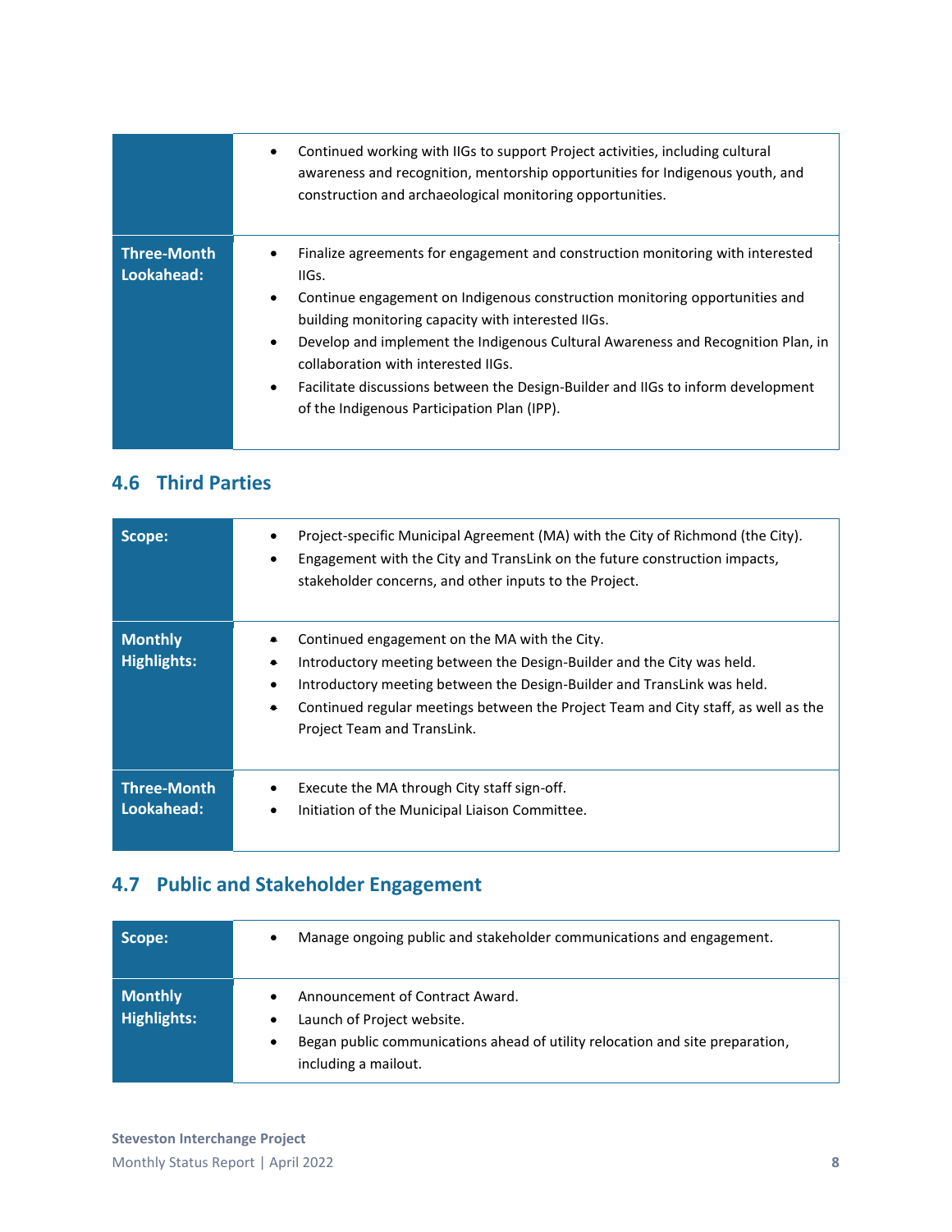| | |
|---|---|
| | • Continued working with IIGs to support Project activities, including cultural awareness and recognition, mentorship opportunities for Indigenous youth, and construction and archaeological monitoring opportunities. |
| **Three-Month Lookahead:** | • Finalize agreements for engagement and construction monitoring with interested IIGs.<br>• Continue engagement on Indigenous construction monitoring opportunities and building monitoring capacity with interested IIGs.<br>• Develop and implement the Indigenous Cultural Awareness and Recognition Plan, in collaboration with interested IIGs.<br>• Facilitate discussions between the Design-Builder and IIGs to inform development of the Indigenous Participation Plan (IPP). |

## 4.6 Third Parties

| | |
|---|---|
| **Scope:** | • Project-specific Municipal Agreement (MA) with the City of Richmond (the City).<br>• Engagement with the City and TransLink on the future construction impacts, stakeholder concerns, and other inputs to the Project. |
| **Monthly Highlights:** | • Continued engagement on the MA with the City.<br>• Introductory meeting between the Design-Builder and the City was held.<br>• Introductory meeting between the Design-Builder and TransLink was held.<br>• Continued regular meetings between the Project Team and City staff, as well as the Project Team and TransLink. |
| **Three-Month Lookahead:** | • Execute the MA through City staff sign-off.<br>• Initiation of the Municipal Liaison Committee. |

## 4.7 Public and Stakeholder Engagement

| | |
|---|---|
| **Scope:** | • Manage ongoing public and stakeholder communications and engagement. |
| **Monthly Highlights:** | • Announcement of Contract Award.<br>• Launch of Project website.<br>• Began public communications ahead of utility relocation and site preparation, including a mailout. |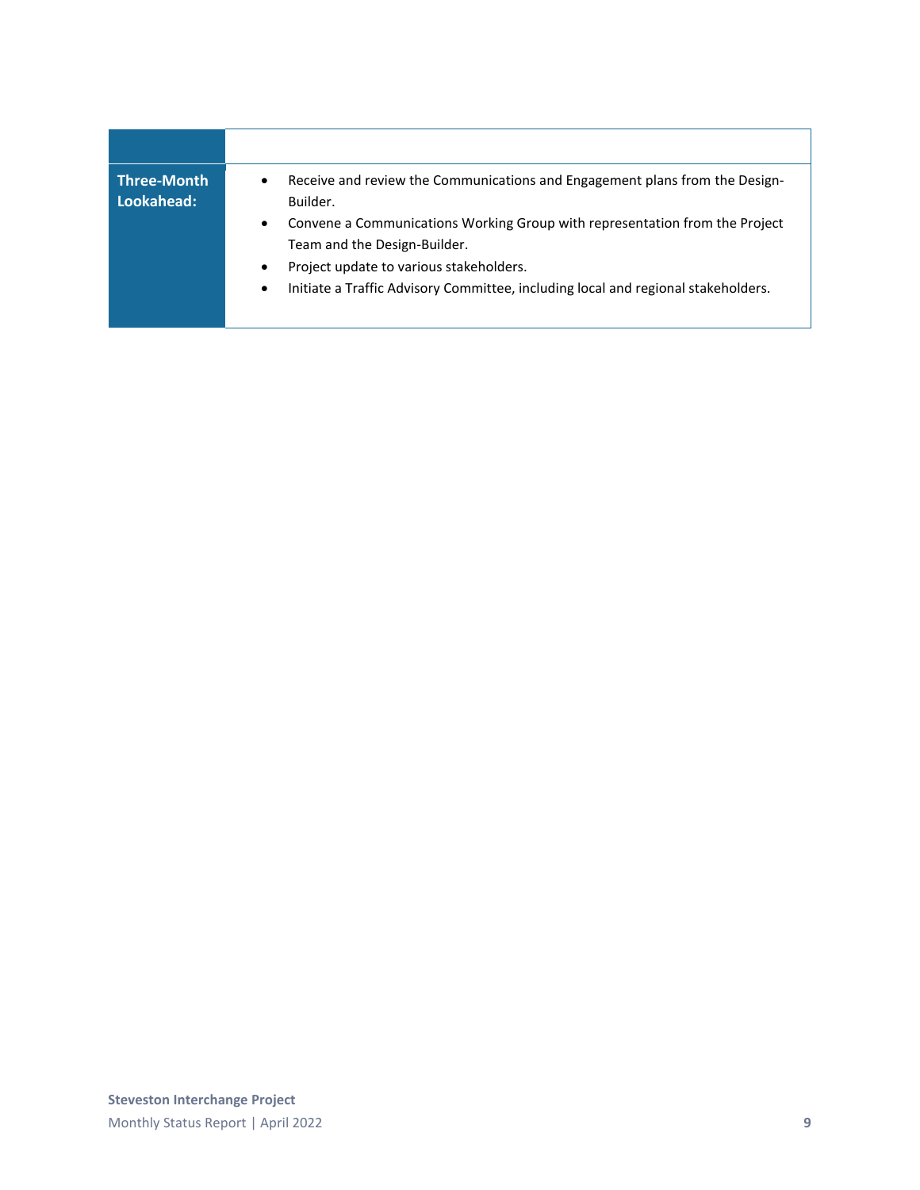| | |
|---|---|
| **Three-Month Lookahead:** | • Receive and review the Communications and Engagement plans from the Design-Builder.<br>• Convene a Communications Working Group with representation from the Project Team and the Design-Builder.<br>• Project update to various stakeholders.<br>• Initiate a Traffic Advisory Committee, including local and regional stakeholders. |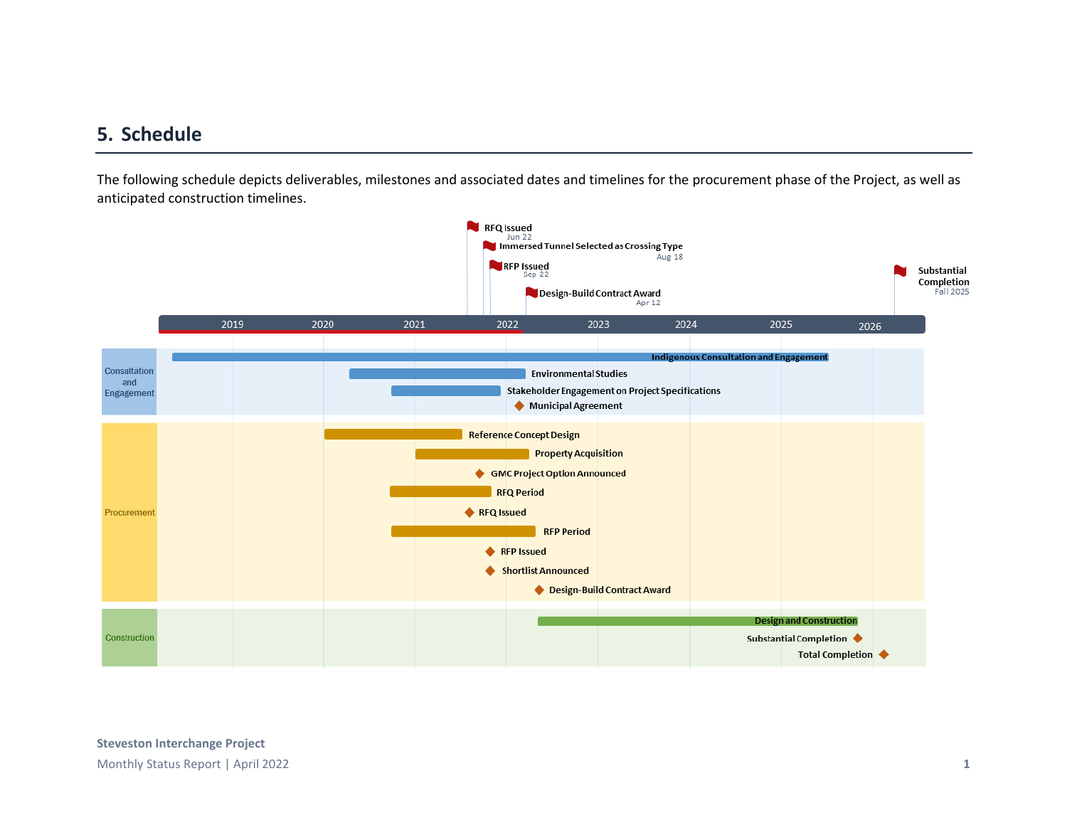## 5. Schedule

The following schedule depicts deliverables, milestones and associated dates and timelines for the procurement phase of the Project, as well as anticipated construction timelines.

**Milestones:**

- RFQ Issued – Jun 22
- Immersed Tunnel Selected as Crossing Type – Aug 18
- RFP Issued – Sep 22
- Design-Build Contract Award – Apr 12
- Substantial Completion – Fall 2025

**Timeline:** 2019, 2020, 2021, 2022, 2023, 2024, 2025, 2026

**Consultation and Engagement**

- Indigenous Consultation and Engagement
- Environmental Studies
- Stakeholder Engagement on Project Specifications
- Municipal Agreement

**Procurement**

- Reference Concept Design
- Property Acquisition
- GMC Project Option Announced
- RFQ Period
- RFQ Issued
- RFP Period
- RFP Issued
- Shortlist Announced
- Design-Build Contract Award

**Construction**

- Design and Construction
- Substantial Completion
- Total Completion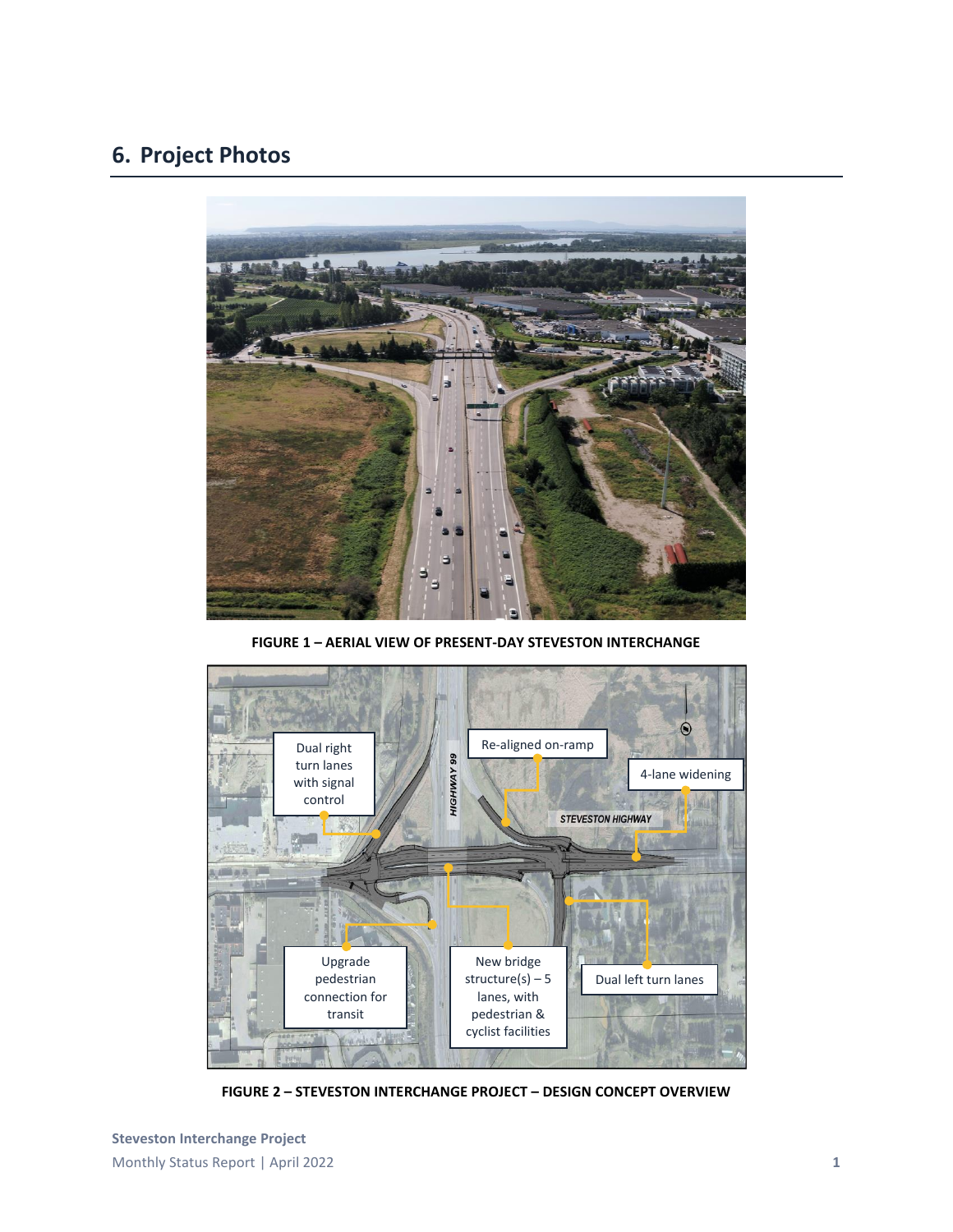## 6. Project Photos

FIGURE 1 – AERIAL VIEW OF PRESENT-DAY STEVESTON INTERCHANGE

Dual right turn lanes with signal control

Re-aligned on-ramp

4-lane widening

HIGHWAY 99

STEVESTON HIGHWAY

Upgrade pedestrian connection for transit

New bridge structure(s) – 5 lanes, with pedestrian & cyclist facilities

Dual left turn lanes

FIGURE 2 – STEVESTON INTERCHANGE PROJECT – DESIGN CONCEPT OVERVIEW